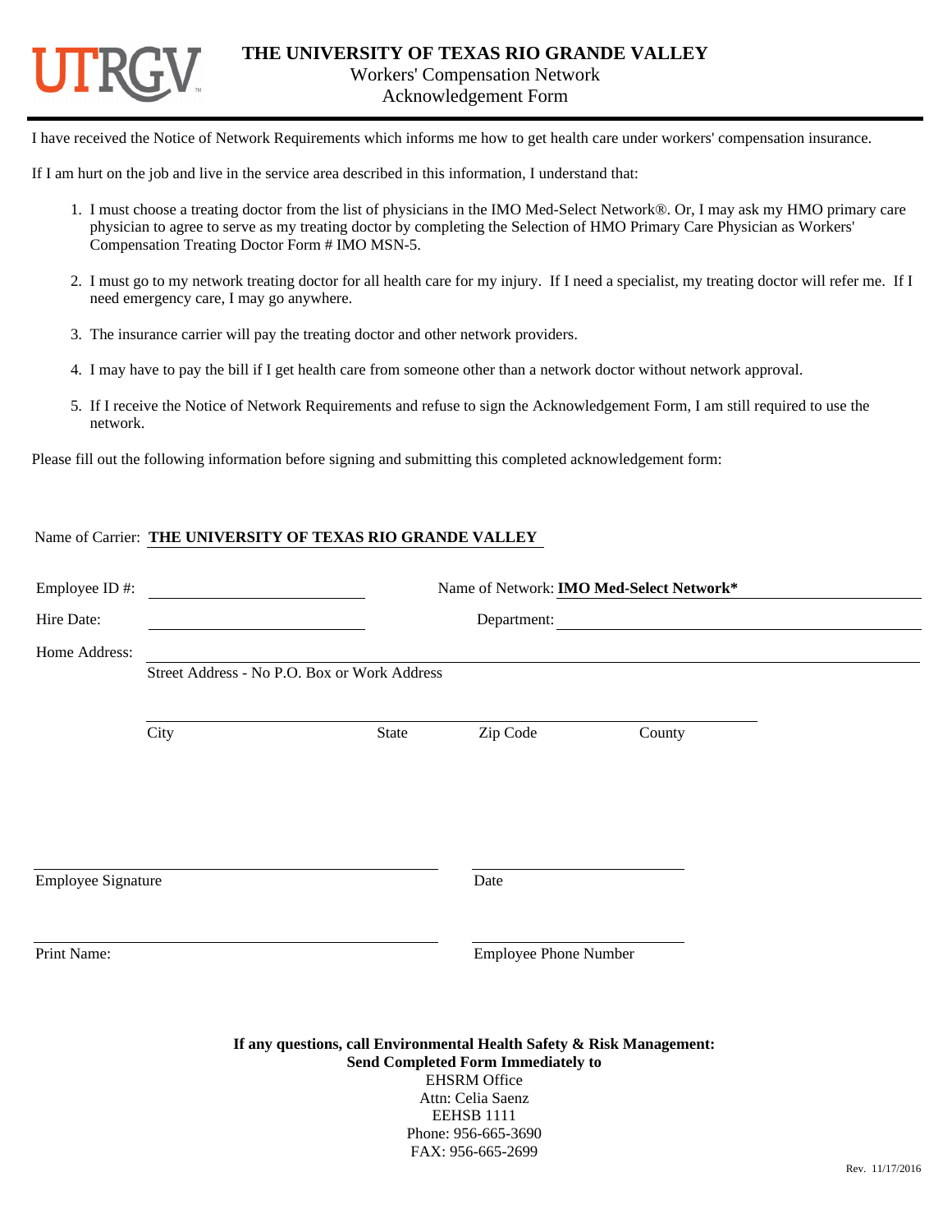# THE UNIVERSITY OF TEXAS RIO GRANDE VALLEY

## Workers' Compensation Network Acknowledgement Form

I have received the Notice of Network Requirements which informs me how to get health care under workers' compensation insurance.

If I am hurt on the job and live in the service area described in this information, I understand that:

1. I must choose a treating doctor from the list of physicians in the IMO Med-Select Network®. Or, I may ask my HMO primary care physician to agree to serve as my treating doctor by completing the Selection of HMO Primary Care Physician as Workers' Compensation Treating Doctor Form # IMO MSN-5.
2. I must go to my network treating doctor for all health care for my injury. If I need a specialist, my treating doctor will refer me. If I need emergency care, I may go anywhere.
3. The insurance carrier will pay the treating doctor and other network providers.
4. I may have to pay the bill if I get health care from someone other than a network doctor without network approval.
5. If I receive the Notice of Network Requirements and refuse to sign the Acknowledgement Form, I am still required to use the network.

Please fill out the following information before signing and submitting this completed acknowledgement form:

Name of Carrier: **THE UNIVERSITY OF TEXAS RIO GRANDE VALLEY**

Employee ID #: ______________________ Name of Network: **IMO Med-Select Network***

Hire Date: ______________________ Department: ______________________

Home Address: ____________________________________________
Street Address - No P.O. Box or Work Address

____________________________________________
City State Zip Code County

______________________________ ______________________
Employee Signature Date

______________________________ ______________________
Print Name: Employee Phone Number

**If any questions, call Environmental Health Safety & Risk Management:**
**Send Completed Form Immediately to**
EHSRM Office
Attn: Celia Saenz
EEHSB 1111
Phone: 956-665-3690
FAX: 956-665-2699

Rev. 11/17/2016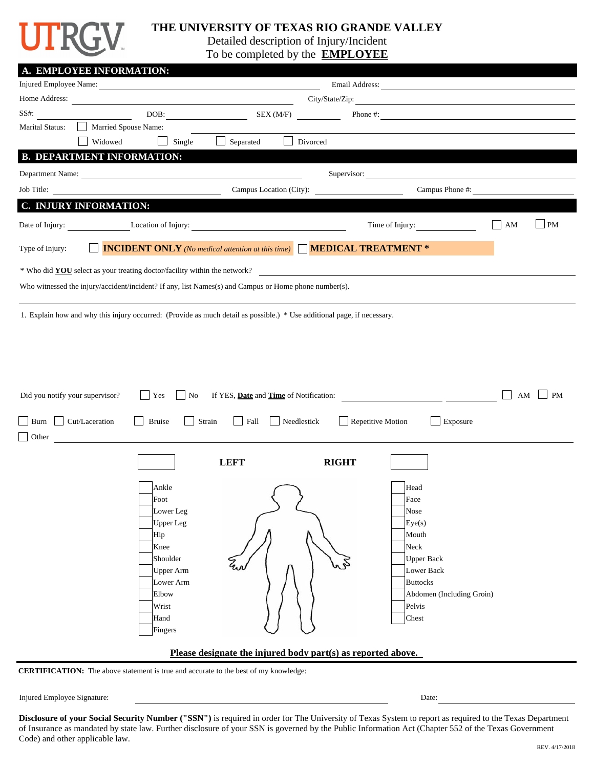**THE UNIVERSITY OF TEXAS RIO GRANDE VALLEY**

Detailed description of Injury/Incident

To be completed by the **EMPLOYEE**

## A. EMPLOYEE INFORMATION:

Injured Employee Name: ______________________ Email Address: ______________________

Home Address: ______________________ City/State/Zip: ______________________

SS#: __________ DOB: __________ SEX (M/F) __________ Phone #: ______________________

Marital Status: ☐ Married Spouse Name: ______________________

☐ Widowed ☐ Single ☐ Separated ☐ Divorced

## B. DEPARTMENT INFORMATION:

Department Name: ______________________ Supervisor: ______________________

Job Title: ______________________ Campus Location (City): __________ Campus Phone #: __________

## C. INJURY INFORMATION:

Date of Injury: __________ Location of Injury: ______________________ Time of Injury: __________ ☐ AM ☐ PM

Type of Injury: ☐ **INCIDENT ONLY** *(No medical attention at this time)* ☐ **MEDICAL TREATMENT \***

\* Who did **YOU** select as your treating doctor/facility within the network? ______________________

Who witnessed the injury/accident/incident? If any, list Names(s) and Campus or Home phone number(s).

1. Explain how and why this injury occurred: (Provide as much detail as possible.) * Use additional page, if necessary.

Did you notify your supervisor? ☐ Yes ☐ No If YES, **Date** and **Time** of Notification: __________ __________ ☐ AM ☐ PM

☐ Burn ☐ Cut/Laceration ☐ Bruise ☐ Strain ☐ Fall ☐ Needlestick ☐ Repetitive Motion ☐ Exposure

☐ Other ______________________

| ☐ LEFT | RIGHT ☐ |
|---|---|
| ☐ Ankle | ☐ Head |
| ☐ Foot | ☐ Face |
| ☐ Lower Leg | ☐ Nose |
| ☐ Upper Leg | ☐ Eye(s) |
| ☐ Hip | ☐ Mouth |
| ☐ Knee | ☐ Neck |
| ☐ Shoulder | ☐ Upper Back |
| ☐ Upper Arm | ☐ Lower Back |
| ☐ Lower Arm | ☐ Buttocks |
| ☐ Elbow | ☐ Abdomen (Including Groin) |
| ☐ Wrist | ☐ Pelvis |
| ☐ Hand | ☐ Chest |
| ☐ Fingers | |

**Please designate the injured body part(s) as reported above.**

**CERTIFICATION:** The above statement is true and accurate to the best of my knowledge:

Injured Employee Signature: ______________________ Date: __________

**Disclosure of your Social Security Number ("SSN")** is required in order for The University of Texas System to report as required to the Texas Department of Insurance as mandated by state law. Further disclosure of your SSN is governed by the Public Information Act (Chapter 552 of the Texas Government Code) and other applicable law.

REV. 4/17/2018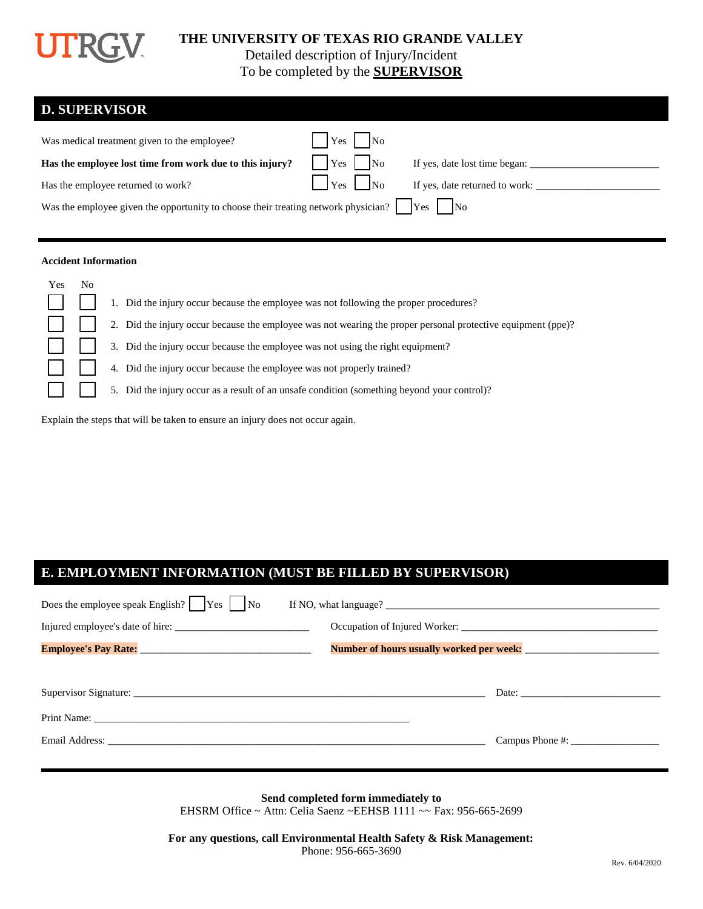UTRGV

**THE UNIVERSITY OF TEXAS RIO GRANDE VALLEY**

Detailed description of Injury/Incident

To be completed by the **SUPERVISOR**

## D. SUPERVISOR

Was medical treatment given to the employee? ☐ Yes ☐ No

**Has the employee lost time from work due to this injury?** ☐ Yes ☐ No  If yes, date lost time began: ________________________

Has the employee returned to work? ☐ Yes ☐ No  If yes, date returned to work: ________________________

Was the employee given the opportunity to choose their treating network physician? ☐ Yes ☐ No

**Accident Information**

| Yes | No | |
|---|---|---|
| ☐ | ☐ | 1. Did the injury occur because the employee was not following the proper procedures? |
| ☐ | ☐ | 2. Did the injury occur because the employee was not wearing the proper personal protective equipment (ppe)? |
| ☐ | ☐ | 3. Did the injury occur because the employee was not using the right equipment? |
| ☐ | ☐ | 4. Did the injury occur because the employee was not properly trained? |
| ☐ | ☐ | 5. Did the injury occur as a result of an unsafe condition (something beyond your control)? |

Explain the steps that will be taken to ensure an injury does not occur again.

## E. EMPLOYMENT INFORMATION (MUST BE FILLED BY SUPERVISOR)

Does the employee speak English? ☐ Yes ☐ No  If NO, what language? ________________________

Injured employee's date of hire: ________________________  Occupation of Injured Worker: ________________________

**Employee's Pay Rate:** ________________________  **Number of hours usually worked per week:** ________________________

Supervisor Signature: ________________________  Date: ________________________

Print Name: ________________________

Email Address: ________________________  Campus Phone #: ________________________

**Send completed form immediately to**

EHSRM Office ~ Attn: Celia Saenz ~EEHSB 1111 ~~ Fax: 956-665-2699

**For any questions, call Environmental Health Safety & Risk Management:**

Phone: 956-665-3690

Rev. 6/04/2020